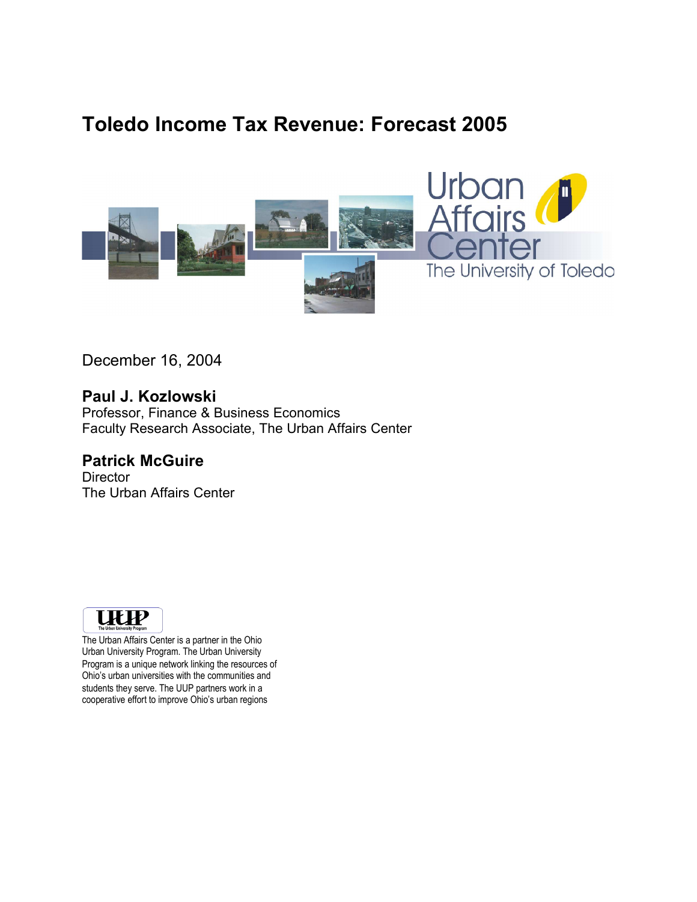# Toledo Income Tax Revenue: Forecast 2005

Urban Affairs Center
The University of Toledo

December 16, 2004

**Paul J. Kozlowski**
Professor, Finance & Business Economics
Faculty Research Associate, The Urban Affairs Center

**Patrick McGuire**
Director
The Urban Affairs Center

UUP
The Urban University Program

The Urban Affairs Center is a partner in the Ohio Urban University Program. The Urban University Program is a unique network linking the resources of Ohio's urban universities with the communities and students they serve. The UUP partners work in a cooperative effort to improve Ohio's urban regions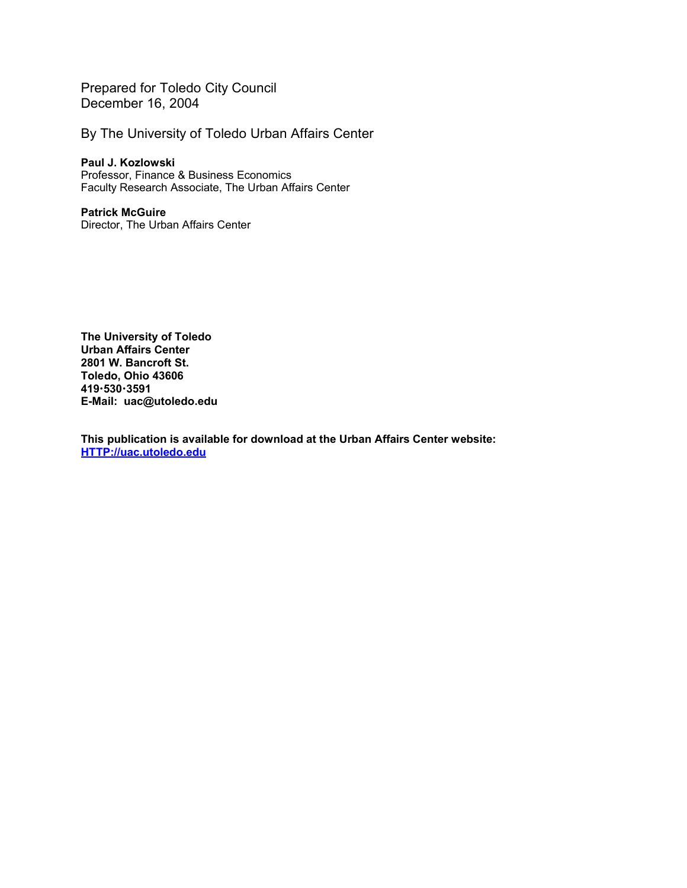Prepared for Toledo City Council
December 16, 2004

By The University of Toledo Urban Affairs Center

**Paul J. Kozlowski**
Professor, Finance & Business Economics
Faculty Research Associate, The Urban Affairs Center

**Patrick McGuire**
Director, The Urban Affairs Center

**The University of Toledo**
**Urban Affairs Center**
**2801 W. Bancroft St.**
**Toledo, Ohio 43606**
**419·530·3591**
**E-Mail: uac@utoledo.edu**

**This publication is available for download at the Urban Affairs Center website:**
**[HTTP://uac.utoledo.edu](HTTP://uac.utoledo.edu)**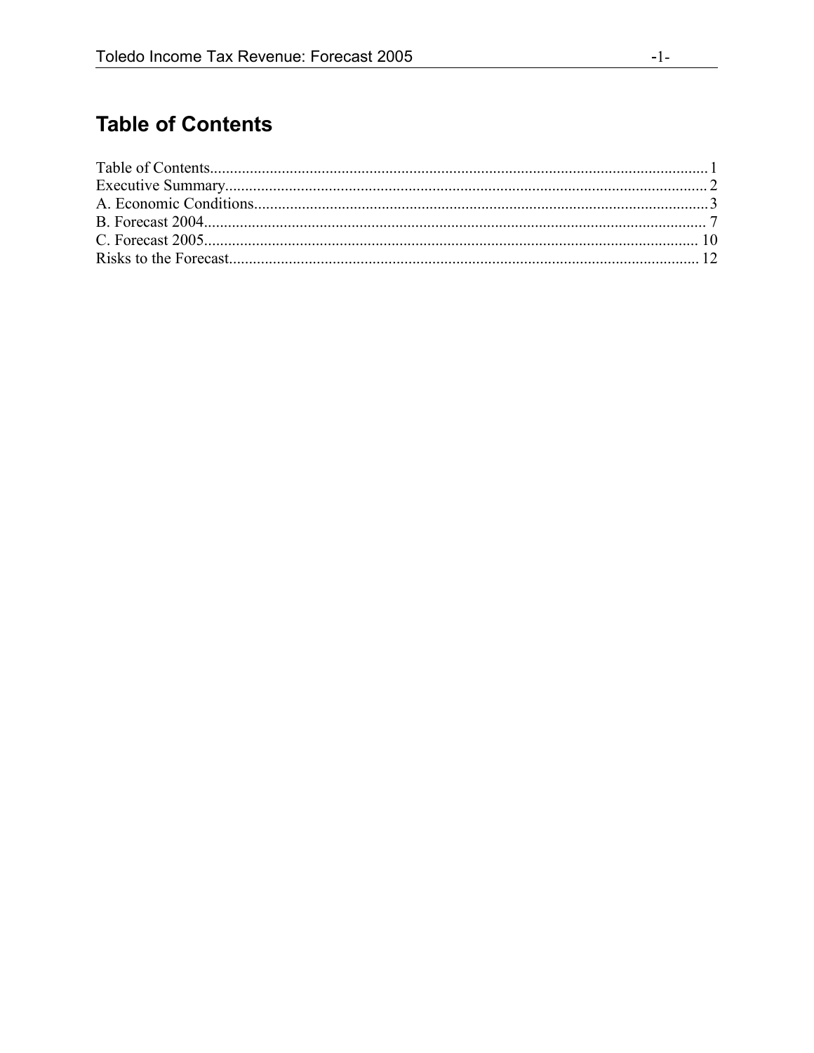# Table of Contents

Table of Contents............................................................................................................................1
Executive Summary.........................................................................................................................2
A. Economic Conditions..................................................................................................................3
B. Forecast 2004..............................................................................................................................7
C. Forecast 2005............................................................................................................................10
Risks to the Forecast.....................................................................................................................12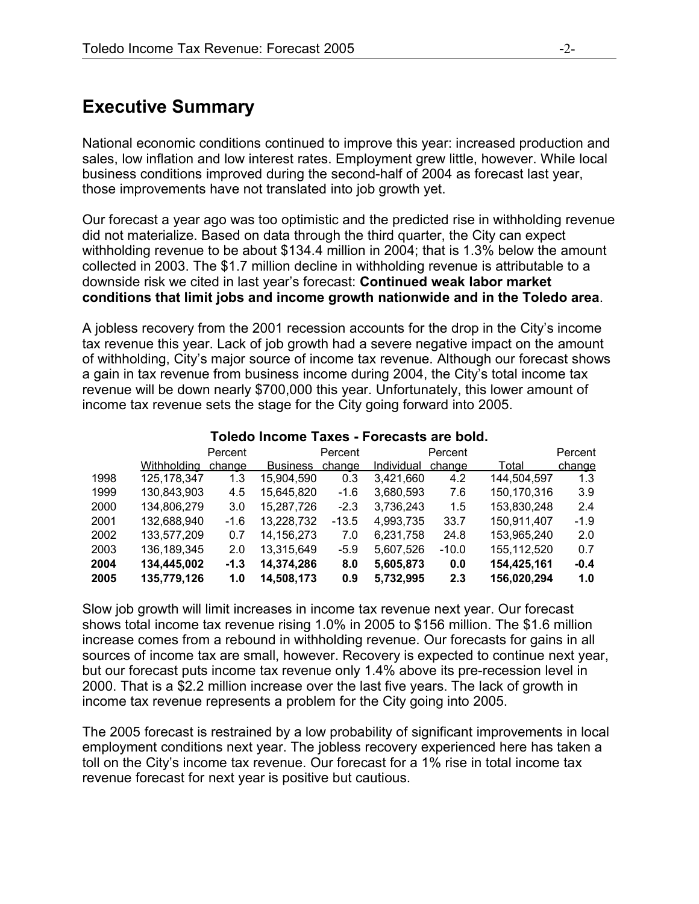## Executive Summary

National economic conditions continued to improve this year: increased production and sales, low inflation and low interest rates. Employment grew little, however. While local business conditions improved during the second-half of 2004 as forecast last year, those improvements have not translated into job growth yet.

Our forecast a year ago was too optimistic and the predicted rise in withholding revenue did not materialize. Based on data through the third quarter, the City can expect withholding revenue to be about $134.4 million in 2004; that is 1.3% below the amount collected in 2003. The $1.7 million decline in withholding revenue is attributable to a downside risk we cited in last year's forecast: **Continued weak labor market conditions that limit jobs and income growth nationwide and in the Toledo area**.

A jobless recovery from the 2001 recession accounts for the drop in the City's income tax revenue this year. Lack of job growth had a severe negative impact on the amount of withholding, City's major source of income tax revenue. Although our forecast shows a gain in tax revenue from business income during 2004, the City's total income tax revenue will be down nearly $700,000 this year. Unfortunately, this lower amount of income tax revenue sets the stage for the City going forward into 2005.

**Toledo Income Taxes - Forecasts are bold.**

| | Withholding | Percent change | Business | Percent change | Individual | Percent change | Total | Percent change |
|---|---|---|---|---|---|---|---|---|
| 1998 | 125,178,347 | 1.3 | 15,904,590 | 0.3 | 3,421,660 | 4.2 | 144,504,597 | 1.3 |
| 1999 | 130,843,903 | 4.5 | 15,645,820 | -1.6 | 3,680,593 | 7.6 | 150,170,316 | 3.9 |
| 2000 | 134,806,279 | 3.0 | 15,287,726 | -2.3 | 3,736,243 | 1.5 | 153,830,248 | 2.4 |
| 2001 | 132,688,940 | -1.6 | 13,228,732 | -13.5 | 4,993,735 | 33.7 | 150,911,407 | -1.9 |
| 2002 | 133,577,209 | 0.7 | 14,156,273 | 7.0 | 6,231,758 | 24.8 | 153,965,240 | 2.0 |
| 2003 | 136,189,345 | 2.0 | 13,315,649 | -5.9 | 5,607,526 | -10.0 | 155,112,520 | 0.7 |
| **2004** | **134,445,002** | **-1.3** | **14,374,286** | **8.0** | **5,605,873** | **0.0** | **154,425,161** | **-0.4** |
| **2005** | **135,779,126** | **1.0** | **14,508,173** | **0.9** | **5,732,995** | **2.3** | **156,020,294** | **1.0** |

Slow job growth will limit increases in income tax revenue next year. Our forecast shows total income tax revenue rising 1.0% in 2005 to $156 million. The $1.6 million increase comes from a rebound in withholding revenue. Our forecasts for gains in all sources of income tax are small, however. Recovery is expected to continue next year, but our forecast puts income tax revenue only 1.4% above its pre-recession level in 2000. That is a $2.2 million increase over the last five years. The lack of growth in income tax revenue represents a problem for the City going into 2005.

The 2005 forecast is restrained by a low probability of significant improvements in local employment conditions next year. The jobless recovery experienced here has taken a toll on the City's income tax revenue. Our forecast for a 1% rise in total income tax revenue forecast for next year is positive but cautious.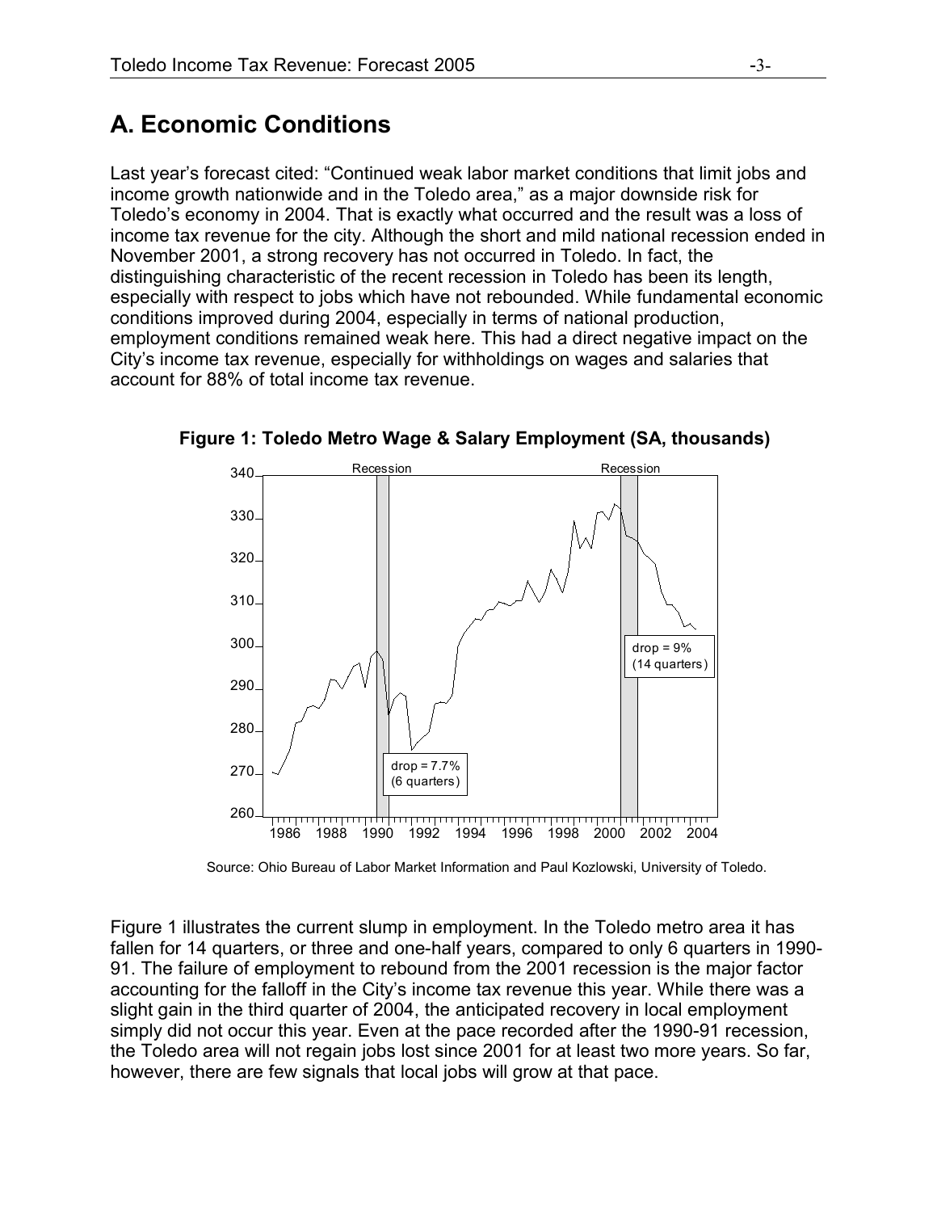## A. Economic Conditions

Last year's forecast cited: "Continued weak labor market conditions that limit jobs and income growth nationwide and in the Toledo area," as a major downside risk for Toledo's economy in 2004. That is exactly what occurred and the result was a loss of income tax revenue for the city. Although the short and mild national recession ended in November 2001, a strong recovery has not occurred in Toledo. In fact, the distinguishing characteristic of the recent recession in Toledo has been its length, especially with respect to jobs which have not rebounded. While fundamental economic conditions improved during 2004, especially in terms of national production, employment conditions remained weak here. This had a direct negative impact on the City's income tax revenue, especially for withholdings on wages and salaries that account for 88% of total income tax revenue.

**Figure 1: Toledo Metro Wage & Salary Employment (SA, thousands)**

Source: Ohio Bureau of Labor Market Information and Paul Kozlowski, University of Toledo.

Figure 1 illustrates the current slump in employment. In the Toledo metro area it has fallen for 14 quarters, or three and one-half years, compared to only 6 quarters in 1990-91. The failure of employment to rebound from the 2001 recession is the major factor accounting for the falloff in the City's income tax revenue this year. While there was a slight gain in the third quarter of 2004, the anticipated recovery in local employment simply did not occur this year. Even at the pace recorded after the 1990-91 recession, the Toledo area will not regain jobs lost since 2001 for at least two more years. So far, however, there are few signals that local jobs will grow at that pace.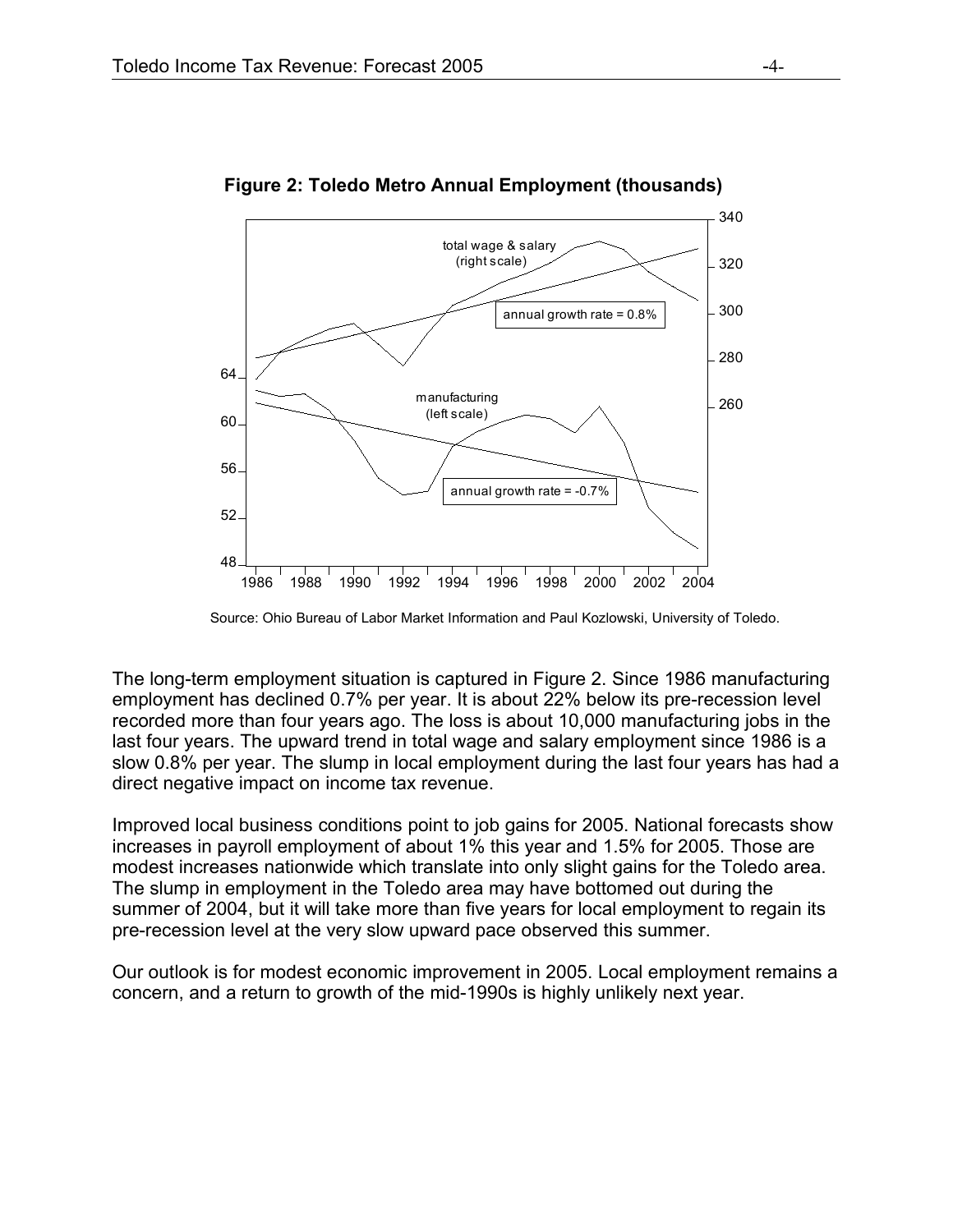**Figure 2: Toledo Metro Annual Employment (thousands)**

Source: Ohio Bureau of Labor Market Information and Paul Kozlowski, University of Toledo.

The long-term employment situation is captured in Figure 2. Since 1986 manufacturing employment has declined 0.7% per year. It is about 22% below its pre-recession level recorded more than four years ago. The loss is about 10,000 manufacturing jobs in the last four years. The upward trend in total wage and salary employment since 1986 is a slow 0.8% per year. The slump in local employment during the last four years has had a direct negative impact on income tax revenue.

Improved local business conditions point to job gains for 2005. National forecasts show increases in payroll employment of about 1% this year and 1.5% for 2005. Those are modest increases nationwide which translate into only slight gains for the Toledo area. The slump in employment in the Toledo area may have bottomed out during the summer of 2004, but it will take more than five years for local employment to regain its pre-recession level at the very slow upward pace observed this summer.

Our outlook is for modest economic improvement in 2005. Local employment remains a concern, and a return to growth of the mid-1990s is highly unlikely next year.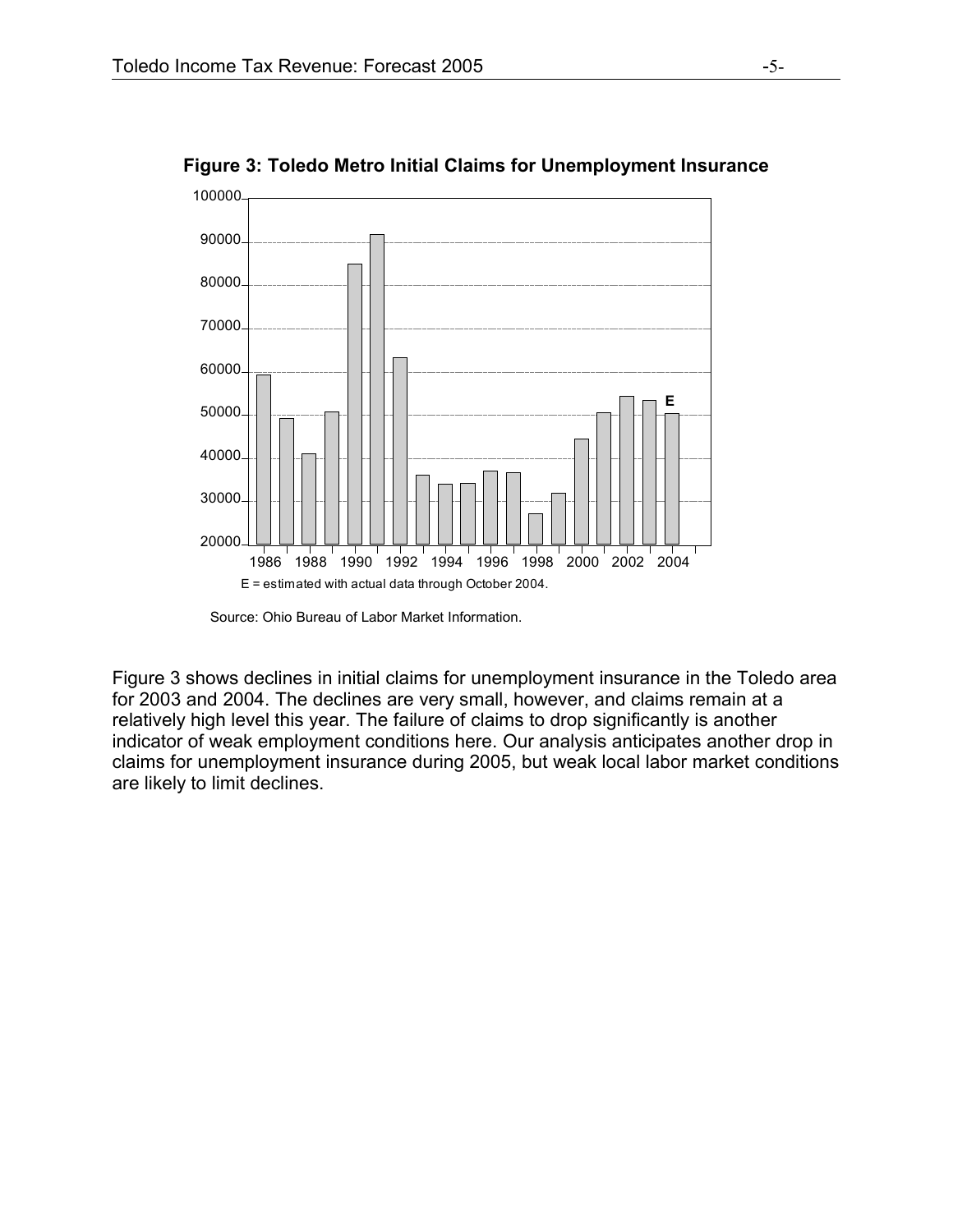**Figure 3: Toledo Metro Initial Claims for Unemployment Insurance**

E = estimated with actual data through October 2004.

Source: Ohio Bureau of Labor Market Information.

Figure 3 shows declines in initial claims for unemployment insurance in the Toledo area for 2003 and 2004. The declines are very small, however, and claims remain at a relatively high level this year. The failure of claims to drop significantly is another indicator of weak employment conditions here. Our analysis anticipates another drop in claims for unemployment insurance during 2005, but weak local labor market conditions are likely to limit declines.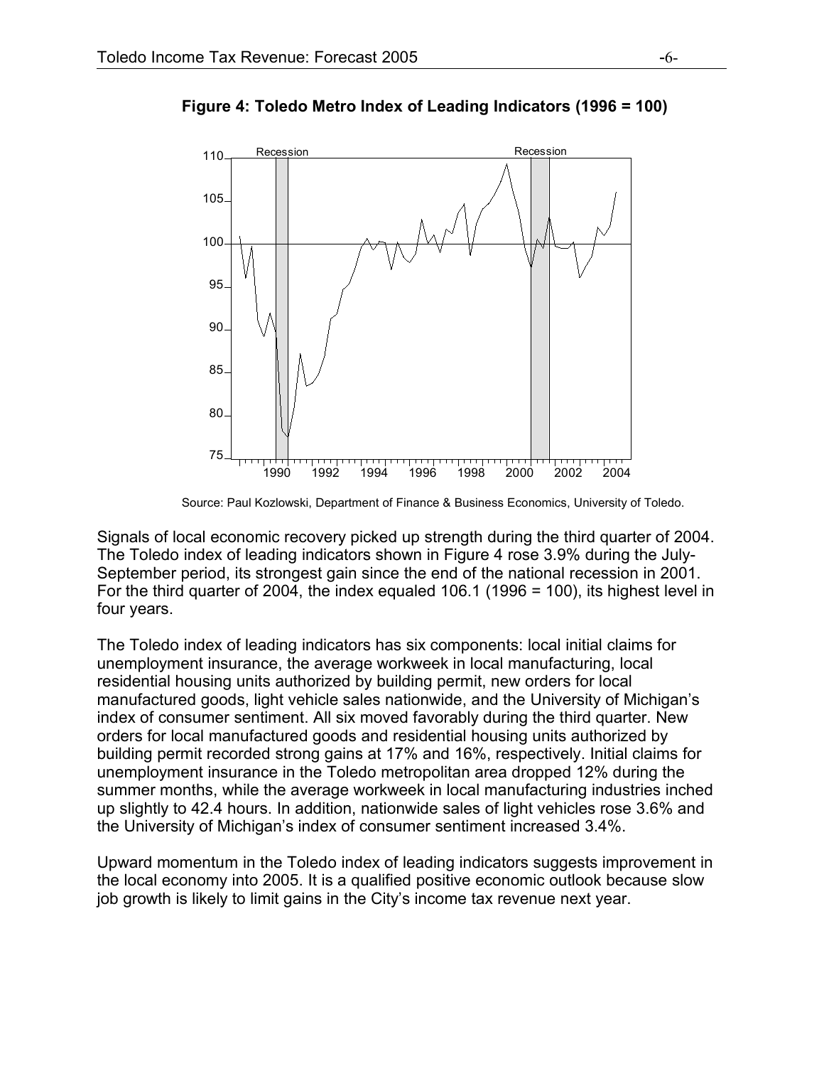**Figure 4: Toledo Metro Index of Leading Indicators (1996 = 100)**

Source: Paul Kozlowski, Department of Finance & Business Economics, University of Toledo.

Signals of local economic recovery picked up strength during the third quarter of 2004. The Toledo index of leading indicators shown in Figure 4 rose 3.9% during the July-September period, its strongest gain since the end of the national recession in 2001. For the third quarter of 2004, the index equaled 106.1 (1996 = 100), its highest level in four years.

The Toledo index of leading indicators has six components: local initial claims for unemployment insurance, the average workweek in local manufacturing, local residential housing units authorized by building permit, new orders for local manufactured goods, light vehicle sales nationwide, and the University of Michigan's index of consumer sentiment. All six moved favorably during the third quarter. New orders for local manufactured goods and residential housing units authorized by building permit recorded strong gains at 17% and 16%, respectively. Initial claims for unemployment insurance in the Toledo metropolitan area dropped 12% during the summer months, while the average workweek in local manufacturing industries inched up slightly to 42.4 hours. In addition, nationwide sales of light vehicles rose 3.6% and the University of Michigan's index of consumer sentiment increased 3.4%.

Upward momentum in the Toledo index of leading indicators suggests improvement in the local economy into 2005. It is a qualified positive economic outlook because slow job growth is likely to limit gains in the City's income tax revenue next year.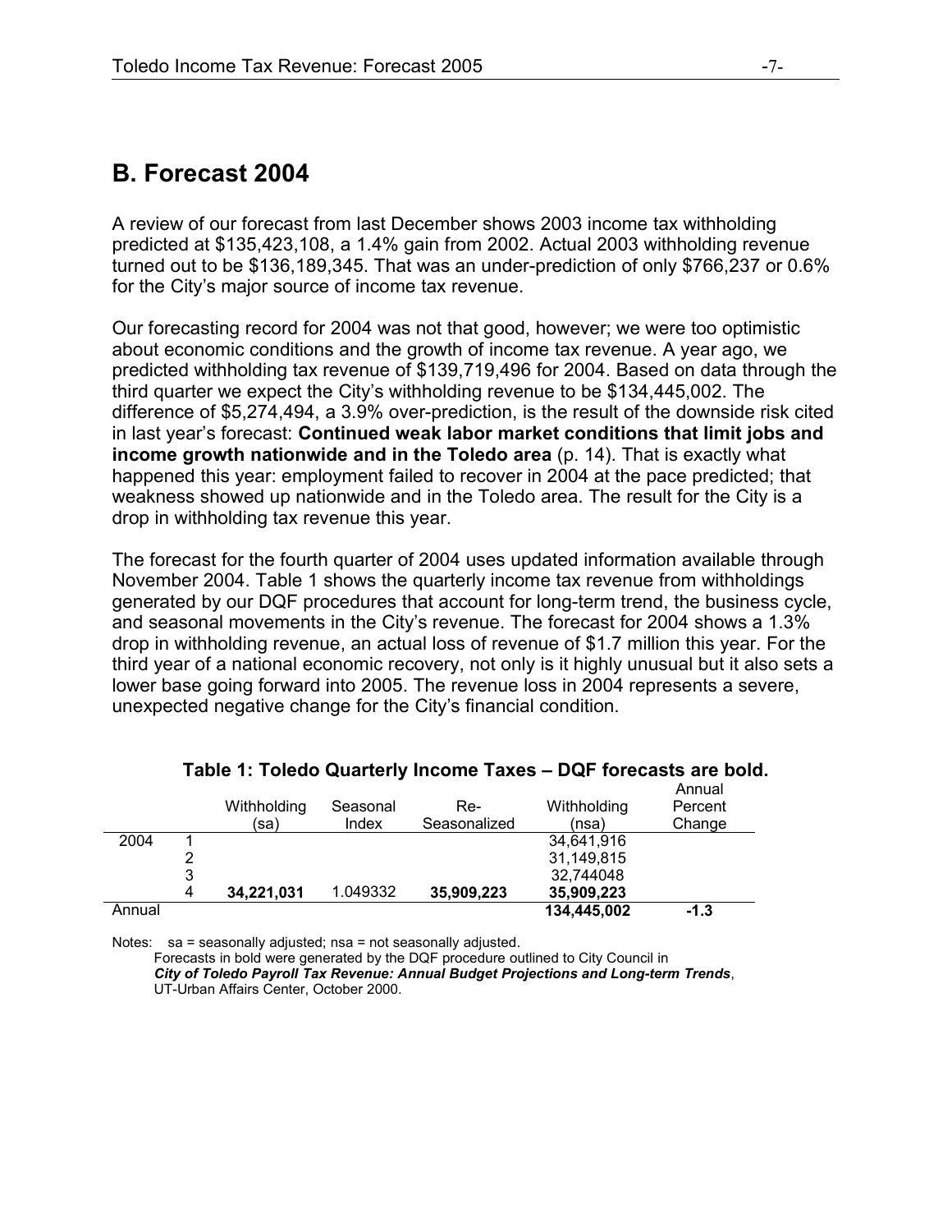## B. Forecast 2004

A review of our forecast from last December shows 2003 income tax withholding predicted at $135,423,108, a 1.4% gain from 2002. Actual 2003 withholding revenue turned out to be $136,189,345. That was an under-prediction of only $766,237 or 0.6% for the City's major source of income tax revenue.

Our forecasting record for 2004 was not that good, however; we were too optimistic about economic conditions and the growth of income tax revenue. A year ago, we predicted withholding tax revenue of $139,719,496 for 2004. Based on data through the third quarter we expect the City's withholding revenue to be $134,445,002. The difference of $5,274,494, a 3.9% over-prediction, is the result of the downside risk cited in last year's forecast: **Continued weak labor market conditions that limit jobs and income growth nationwide and in the Toledo area** (p. 14). That is exactly what happened this year: employment failed to recover in 2004 at the pace predicted; that weakness showed up nationwide and in the Toledo area. The result for the City is a drop in withholding tax revenue this year.

The forecast for the fourth quarter of 2004 uses updated information available through November 2004. Table 1 shows the quarterly income tax revenue from withholdings generated by our DQF procedures that account for long-term trend, the business cycle, and seasonal movements in the City's revenue. The forecast for 2004 shows a 1.3% drop in withholding revenue, an actual loss of revenue of $1.7 million this year. For the third year of a national economic recovery, not only is it highly unusual but it also sets a lower base going forward into 2005. The revenue loss in 2004 represents a severe, unexpected negative change for the City's financial condition.

**Table 1: Toledo Quarterly Income Taxes – DQF forecasts are bold.**

| | | Withholding (sa) | Seasonal Index | Re-Seasonalized | Withholding (nsa) | Annual Percent Change |
|---|---|---|---|---|---|---|
| 2004 | 1 | | | | 34,641,916 | |
| | 2 | | | | 31,149,815 | |
| | 3 | | | | 32,744048 | |
| | 4 | **34,221,031** | 1.049332 | **35,909,223** | **35,909,223** | |
| Annual | | | | | **134,445,002** | **-1.3** |

Notes: sa = seasonally adjusted; nsa = not seasonally adjusted.
Forecasts in bold were generated by the DQF procedure outlined to City Council in ***City of Toledo Payroll Tax Revenue: Annual Budget Projections and Long-term Trends***, UT-Urban Affairs Center, October 2000.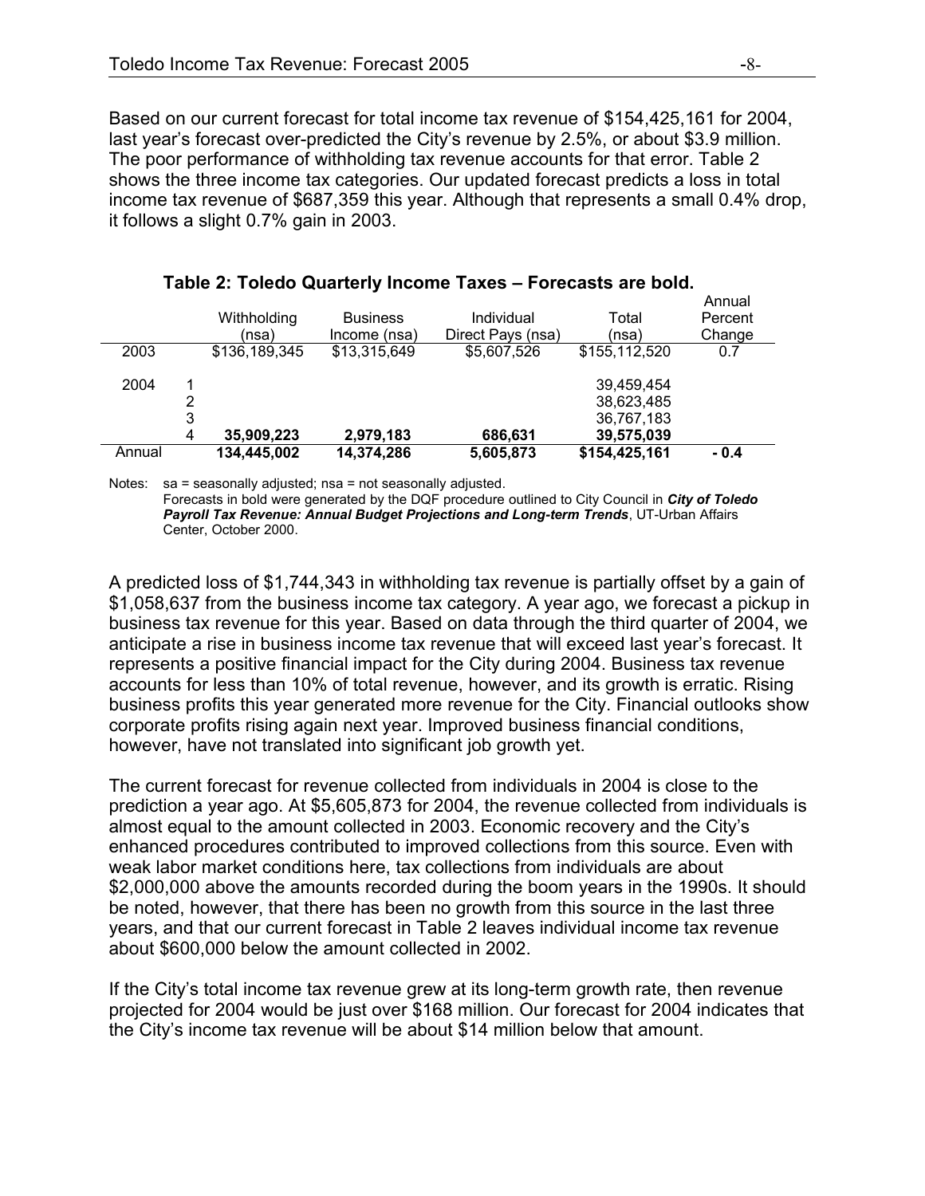Based on our current forecast for total income tax revenue of $154,425,161 for 2004, last year's forecast over-predicted the City's revenue by 2.5%, or about $3.9 million. The poor performance of withholding tax revenue accounts for that error. Table 2 shows the three income tax categories. Our updated forecast predicts a loss in total income tax revenue of $687,359 this year. Although that represents a small 0.4% drop, it follows a slight 0.7% gain in 2003.

**Table 2: Toledo Quarterly Income Taxes – Forecasts are bold.**

| | | Withholding (nsa) | Business Income (nsa) | Individual Direct Pays (nsa) | Total (nsa) | Annual Percent Change |
|---|---|---|---|---|---|---|
| 2003 | | $136,189,345 | $13,315,649 | $5,607,526 | $155,112,520 | 0.7 |
| 2004 | 1 | | | | 39,459,454 | |
| | 2 | | | | 38,623,485 | |
| | 3 | | | | 36,767,183 | |
| | 4 | **35,909,223** | **2,979,183** | **686,631** | **39,575,039** | |
| Annual | | **134,445,002** | **14,374,286** | **5,605,873** | **$154,425,161** | **- 0.4** |

Notes: sa = seasonally adjusted; nsa = not seasonally adjusted.
Forecasts in bold were generated by the DQF procedure outlined to City Council in ***City of Toledo Payroll Tax Revenue: Annual Budget Projections and Long-term Trends***, UT-Urban Affairs Center, October 2000.

A predicted loss of $1,744,343 in withholding tax revenue is partially offset by a gain of $1,058,637 from the business income tax category. A year ago, we forecast a pickup in business tax revenue for this year. Based on data through the third quarter of 2004, we anticipate a rise in business income tax revenue that will exceed last year's forecast. It represents a positive financial impact for the City during 2004. Business tax revenue accounts for less than 10% of total revenue, however, and its growth is erratic. Rising business profits this year generated more revenue for the City. Financial outlooks show corporate profits rising again next year. Improved business financial conditions, however, have not translated into significant job growth yet.

The current forecast for revenue collected from individuals in 2004 is close to the prediction a year ago. At $5,605,873 for 2004, the revenue collected from individuals is almost equal to the amount collected in 2003. Economic recovery and the City's enhanced procedures contributed to improved collections from this source. Even with weak labor market conditions here, tax collections from individuals are about $2,000,000 above the amounts recorded during the boom years in the 1990s. It should be noted, however, that there has been no growth from this source in the last three years, and that our current forecast in Table 2 leaves individual income tax revenue about $600,000 below the amount collected in 2002.

If the City's total income tax revenue grew at its long-term growth rate, then revenue projected for 2004 would be just over $168 million. Our forecast for 2004 indicates that the City's income tax revenue will be about $14 million below that amount.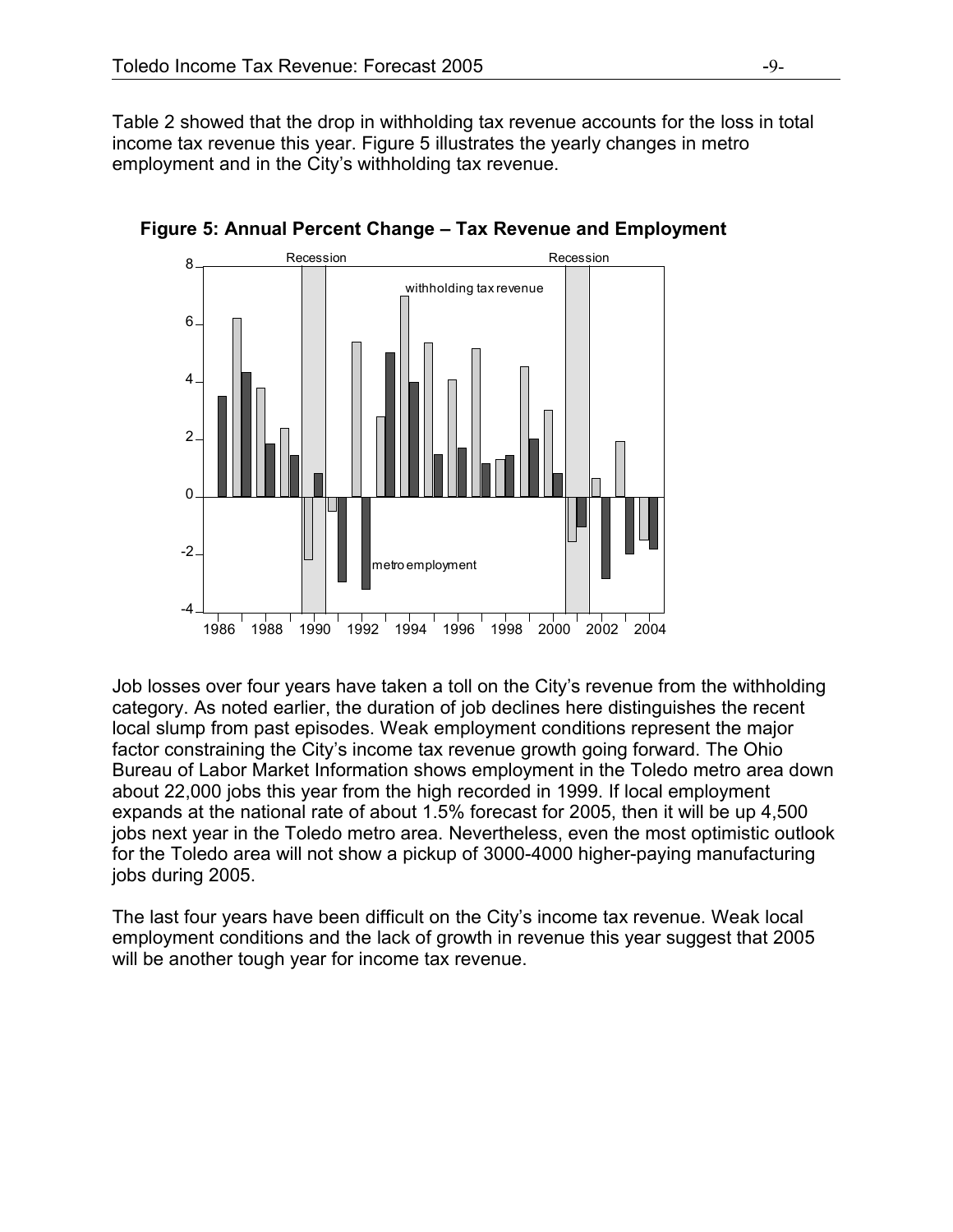Table 2 showed that the drop in withholding tax revenue accounts for the loss in total income tax revenue this year. Figure 5 illustrates the yearly changes in metro employment and in the City's withholding tax revenue.

**Figure 5: Annual Percent Change – Tax Revenue and Employment**

Job losses over four years have taken a toll on the City's revenue from the withholding category. As noted earlier, the duration of job declines here distinguishes the recent local slump from past episodes. Weak employment conditions represent the major factor constraining the City's income tax revenue growth going forward. The Ohio Bureau of Labor Market Information shows employment in the Toledo metro area down about 22,000 jobs this year from the high recorded in 1999. If local employment expands at the national rate of about 1.5% forecast for 2005, then it will be up 4,500 jobs next year in the Toledo metro area. Nevertheless, even the most optimistic outlook for the Toledo area will not show a pickup of 3000-4000 higher-paying manufacturing jobs during 2005.

The last four years have been difficult on the City's income tax revenue. Weak local employment conditions and the lack of growth in revenue this year suggest that 2005 will be another tough year for income tax revenue.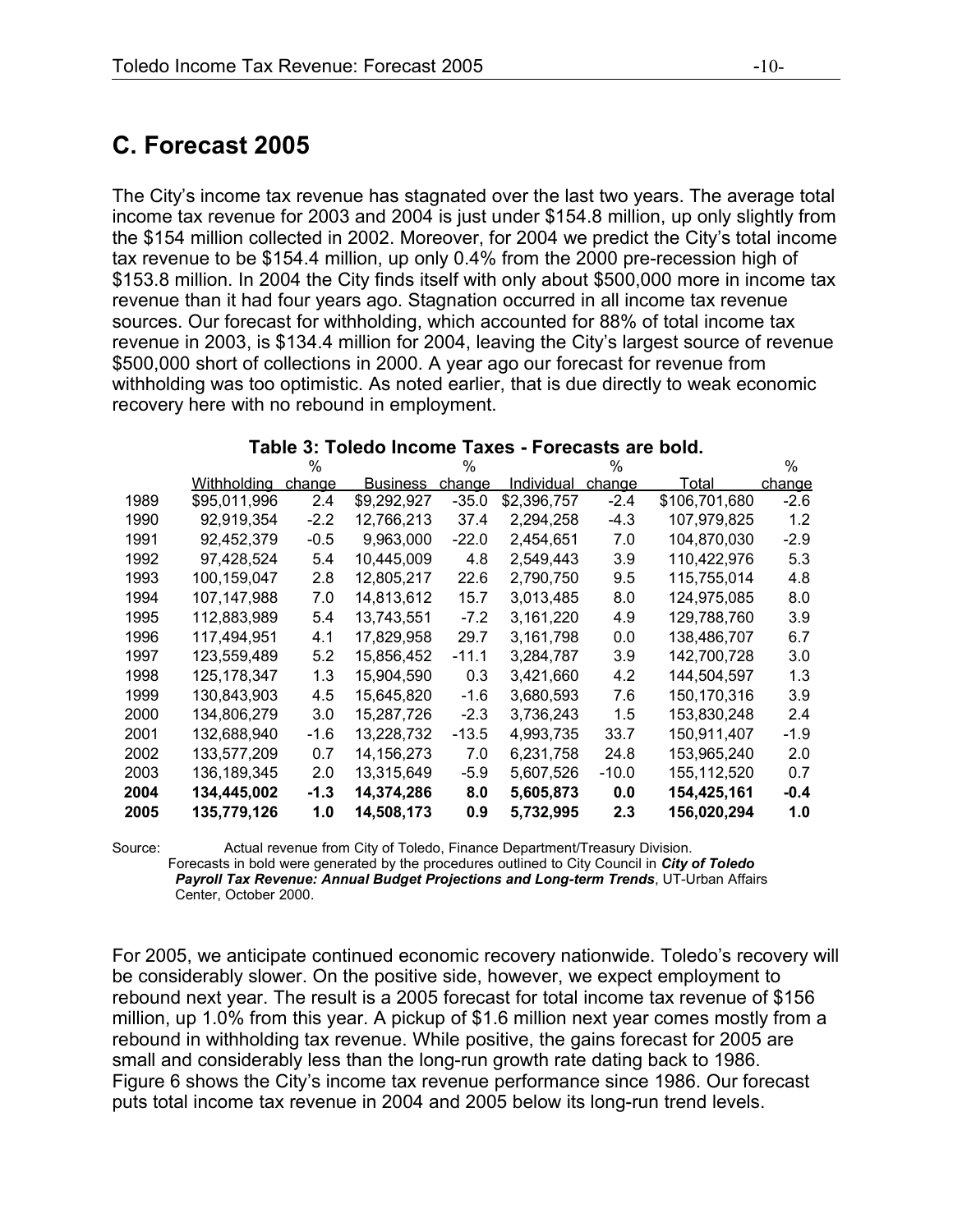## C. Forecast 2005

The City's income tax revenue has stagnated over the last two years. The average total income tax revenue for 2003 and 2004 is just under $154.8 million, up only slightly from the $154 million collected in 2002. Moreover, for 2004 we predict the City's total income tax revenue to be $154.4 million, up only 0.4% from the 2000 pre-recession high of $153.8 million. In 2004 the City finds itself with only about $500,000 more in income tax revenue than it had four years ago. Stagnation occurred in all income tax revenue sources. Our forecast for withholding, which accounted for 88% of total income tax revenue in 2003, is $134.4 million for 2004, leaving the City's largest source of revenue $500,000 short of collections in 2000. A year ago our forecast for revenue from withholding was too optimistic. As noted earlier, that is due directly to weak economic recovery here with no rebound in employment.

**Table 3: Toledo Income Taxes - Forecasts are bold.**

| | Withholding | % change | Business | % change | Individual | % change | Total | % change |
|---|---|---|---|---|---|---|---|---|
| 1989 | $95,011,996 | 2.4 | $9,292,927 | -35.0 | $2,396,757 | -2.4 | $106,701,680 | -2.6 |
| 1990 | 92,919,354 | -2.2 | 12,766,213 | 37.4 | 2,294,258 | -4.3 | 107,979,825 | 1.2 |
| 1991 | 92,452,379 | -0.5 | 9,963,000 | -22.0 | 2,454,651 | 7.0 | 104,870,030 | -2.9 |
| 1992 | 97,428,524 | 5.4 | 10,445,009 | 4.8 | 2,549,443 | 3.9 | 110,422,976 | 5.3 |
| 1993 | 100,159,047 | 2.8 | 12,805,217 | 22.6 | 2,790,750 | 9.5 | 115,755,014 | 4.8 |
| 1994 | 107,147,988 | 7.0 | 14,813,612 | 15.7 | 3,013,485 | 8.0 | 124,975,085 | 8.0 |
| 1995 | 112,883,989 | 5.4 | 13,743,551 | -7.2 | 3,161,220 | 4.9 | 129,788,760 | 3.9 |
| 1996 | 117,494,951 | 4.1 | 17,829,958 | 29.7 | 3,161,798 | 0.0 | 138,486,707 | 6.7 |
| 1997 | 123,559,489 | 5.2 | 15,856,452 | -11.1 | 3,284,787 | 3.9 | 142,700,728 | 3.0 |
| 1998 | 125,178,347 | 1.3 | 15,904,590 | 0.3 | 3,421,660 | 4.2 | 144,504,597 | 1.3 |
| 1999 | 130,843,903 | 4.5 | 15,645,820 | -1.6 | 3,680,593 | 7.6 | 150,170,316 | 3.9 |
| 2000 | 134,806,279 | 3.0 | 15,287,726 | -2.3 | 3,736,243 | 1.5 | 153,830,248 | 2.4 |
| 2001 | 132,688,940 | -1.6 | 13,228,732 | -13.5 | 4,993,735 | 33.7 | 150,911,407 | -1.9 |
| 2002 | 133,577,209 | 0.7 | 14,156,273 | 7.0 | 6,231,758 | 24.8 | 153,965,240 | 2.0 |
| 2003 | 136,189,345 | 2.0 | 13,315,649 | -5.9 | 5,607,526 | -10.0 | 155,112,520 | 0.7 |
| **2004** | **134,445,002** | **-1.3** | **14,374,286** | **8.0** | **5,605,873** | **0.0** | **154,425,161** | **-0.4** |
| **2005** | **135,779,126** | **1.0** | **14,508,173** | **0.9** | **5,732,995** | **2.3** | **156,020,294** | **1.0** |

Source: Actual revenue from City of Toledo, Finance Department/Treasury Division. Forecasts in bold were generated by the procedures outlined to City Council in ***City of Toledo Payroll Tax Revenue: Annual Budget Projections and Long-term Trends***, UT-Urban Affairs Center, October 2000.

For 2005, we anticipate continued economic recovery nationwide. Toledo's recovery will be considerably slower. On the positive side, however, we expect employment to rebound next year. The result is a 2005 forecast for total income tax revenue of $156 million, up 1.0% from this year. A pickup of $1.6 million next year comes mostly from a rebound in withholding tax revenue. While positive, the gains forecast for 2005 are small and considerably less than the long-run growth rate dating back to 1986. Figure 6 shows the City's income tax revenue performance since 1986. Our forecast puts total income tax revenue in 2004 and 2005 below its long-run trend levels.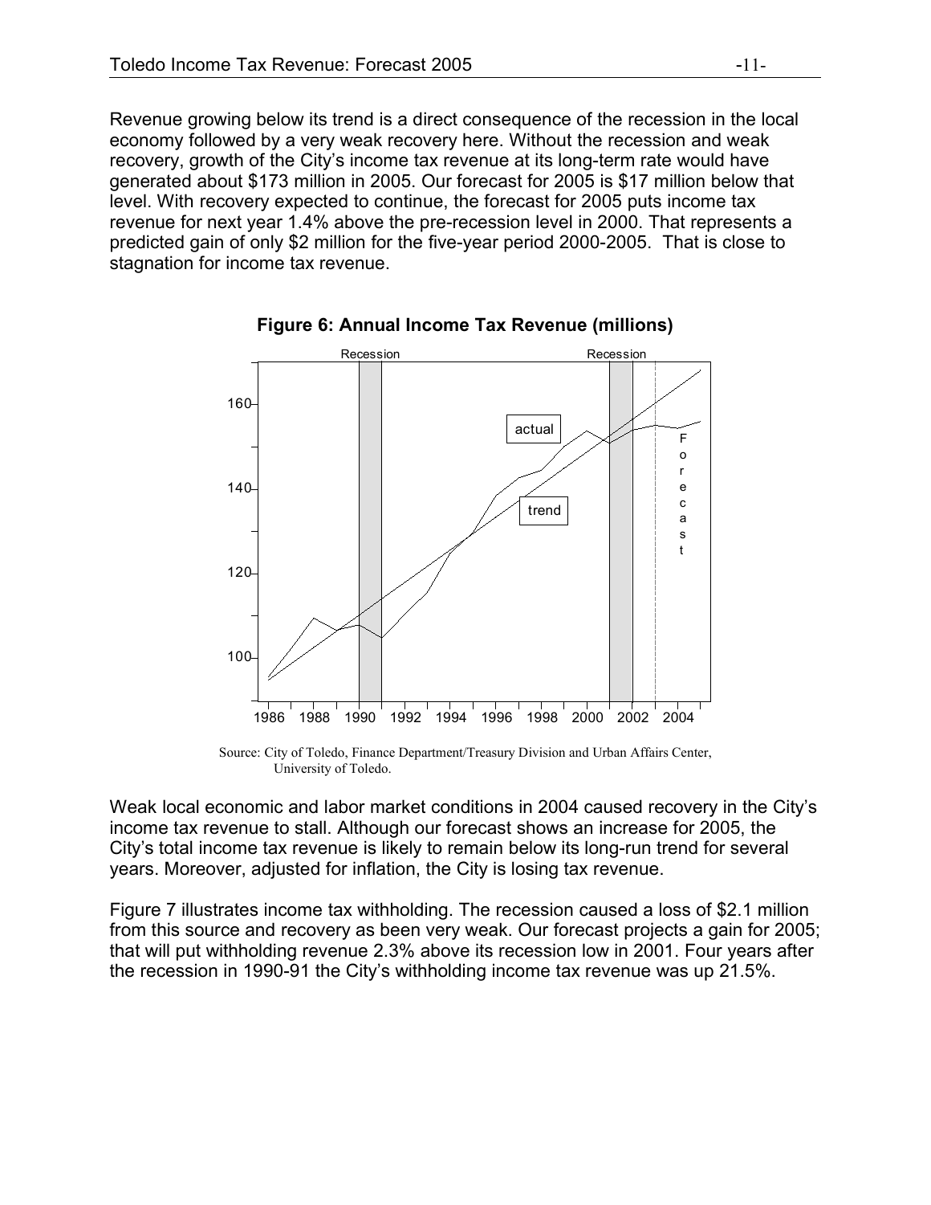Revenue growing below its trend is a direct consequence of the recession in the local economy followed by a very weak recovery here. Without the recession and weak recovery, growth of the City's income tax revenue at its long-term rate would have generated about $173 million in 2005. Our forecast for 2005 is $17 million below that level. With recovery expected to continue, the forecast for 2005 puts income tax revenue for next year 1.4% above the pre-recession level in 2000. That represents a predicted gain of only $2 million for the five-year period 2000-2005. That is close to stagnation for income tax revenue.

**Figure 6: Annual Income Tax Revenue (millions)**

Source: City of Toledo, Finance Department/Treasury Division and Urban Affairs Center, University of Toledo.

Weak local economic and labor market conditions in 2004 caused recovery in the City's income tax revenue to stall. Although our forecast shows an increase for 2005, the City's total income tax revenue is likely to remain below its long-run trend for several years. Moreover, adjusted for inflation, the City is losing tax revenue.

Figure 7 illustrates income tax withholding. The recession caused a loss of $2.1 million from this source and recovery as been very weak. Our forecast projects a gain for 2005; that will put withholding revenue 2.3% above its recession low in 2001. Four years after the recession in 1990-91 the City's withholding income tax revenue was up 21.5%.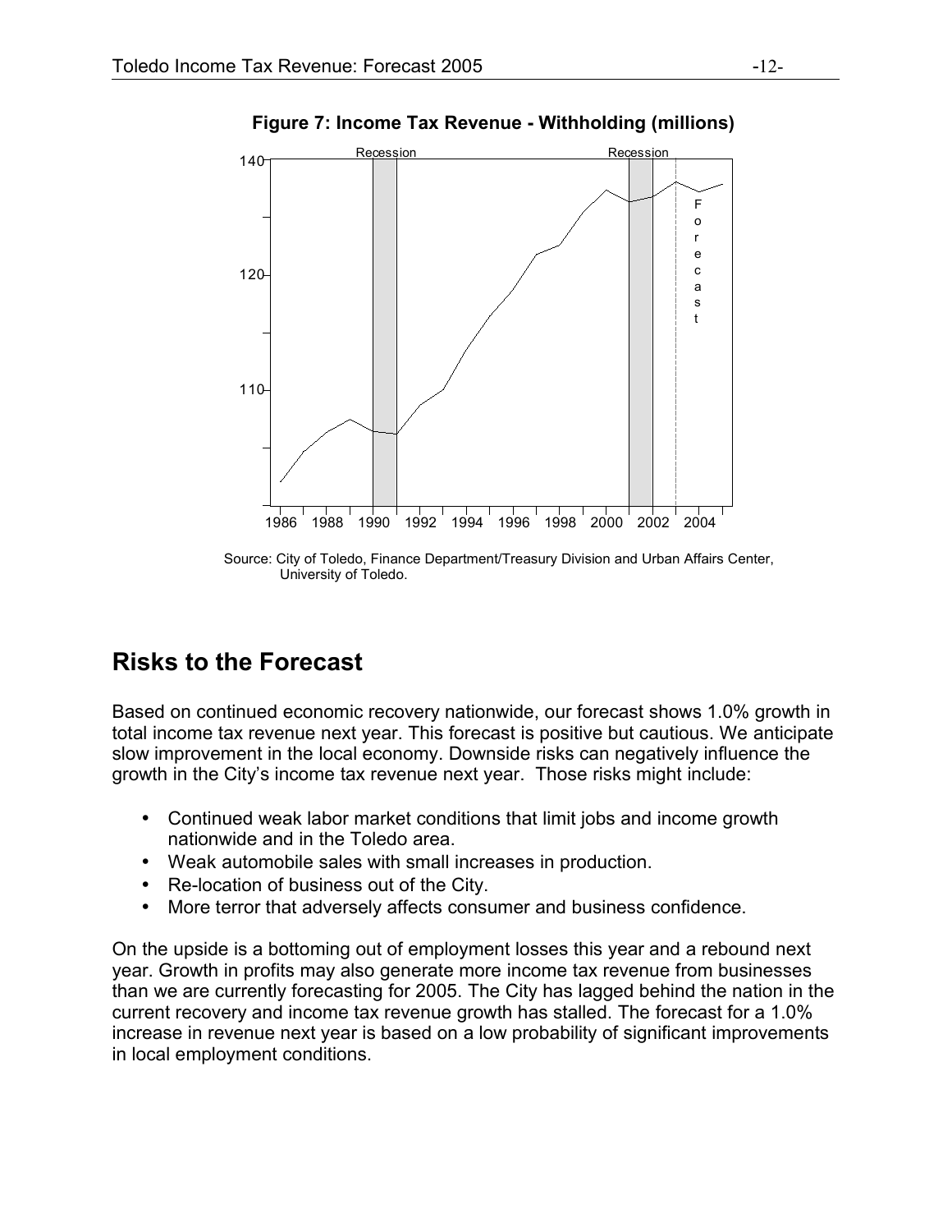**Figure 7: Income Tax Revenue - Withholding (millions)**

Recession

Recession

140

120

110

F o r e c a s t

1986 1988 1990 1992 1994 1996 1998 2000 2002 2004

Source: City of Toledo, Finance Department/Treasury Division and Urban Affairs Center, University of Toledo.

## Risks to the Forecast

Based on continued economic recovery nationwide, our forecast shows 1.0% growth in total income tax revenue next year. This forecast is positive but cautious. We anticipate slow improvement in the local economy. Downside risks can negatively influence the growth in the City's income tax revenue next year. Those risks might include:

- Continued weak labor market conditions that limit jobs and income growth nationwide and in the Toledo area.
- Weak automobile sales with small increases in production.
- Re-location of business out of the City.
- More terror that adversely affects consumer and business confidence.

On the upside is a bottoming out of employment losses this year and a rebound next year. Growth in profits may also generate more income tax revenue from businesses than we are currently forecasting for 2005. The City has lagged behind the nation in the current recovery and income tax revenue growth has stalled. The forecast for a 1.0% increase in revenue next year is based on a low probability of significant improvements in local employment conditions.